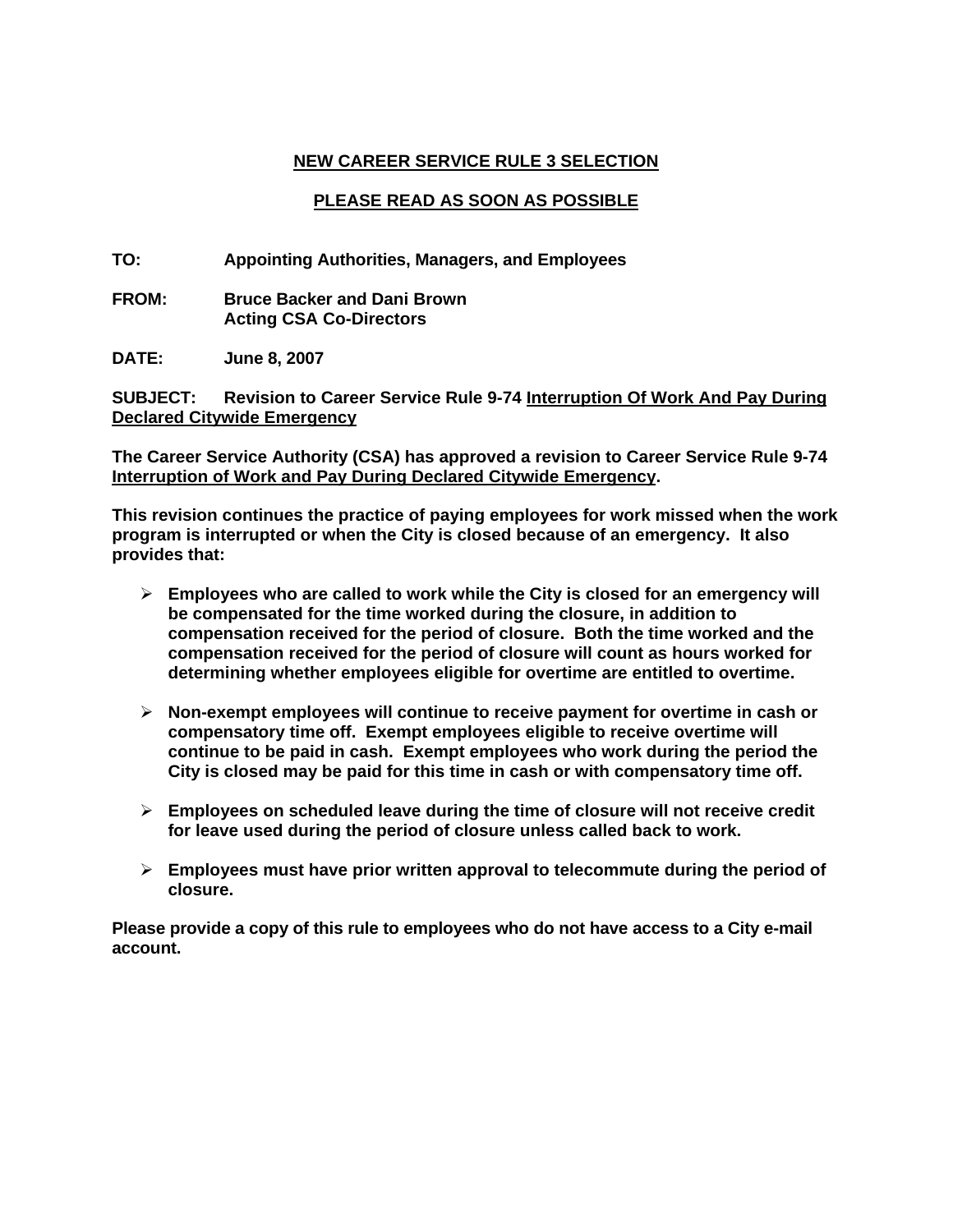**<u>NEW CAREER SERVICE RULE 3 SELECTION</u>**

**<u>PLEASE READ AS SOON AS POSSIBLE</u>**

**TO:** Appointing Authorities, Managers, and Employees

**FROM:** Bruce Backer and Dani Brown
Acting CSA Co-Directors

**DATE:** June 8, 2007

**SUBJECT:** Revision to Career Service Rule 9-74 <u>Interruption Of Work And Pay During Declared Citywide Emergency</u>

**The Career Service Authority (CSA) has approved a revision to Career Service Rule 9-74 <u>Interruption of Work and Pay During Declared Citywide Emergency</u>.**

**This revision continues the practice of paying employees for work missed when the work program is interrupted or when the City is closed because of an emergency. It also provides that:**

- **Employees who are called to work while the City is closed for an emergency will be compensated for the time worked during the closure, in addition to compensation received for the period of closure. Both the time worked and the compensation received for the period of closure will count as hours worked for determining whether employees eligible for overtime are entitled to overtime.**
- **Non-exempt employees will continue to receive payment for overtime in cash or compensatory time off. Exempt employees eligible to receive overtime will continue to be paid in cash. Exempt employees who work during the period the City is closed may be paid for this time in cash or with compensatory time off.**
- **Employees on scheduled leave during the time of closure will not receive credit for leave used during the period of closure unless called back to work.**
- **Employees must have prior written approval to telecommute during the period of closure.**

**Please provide a copy of this rule to employees who do not have access to a City e-mail account.**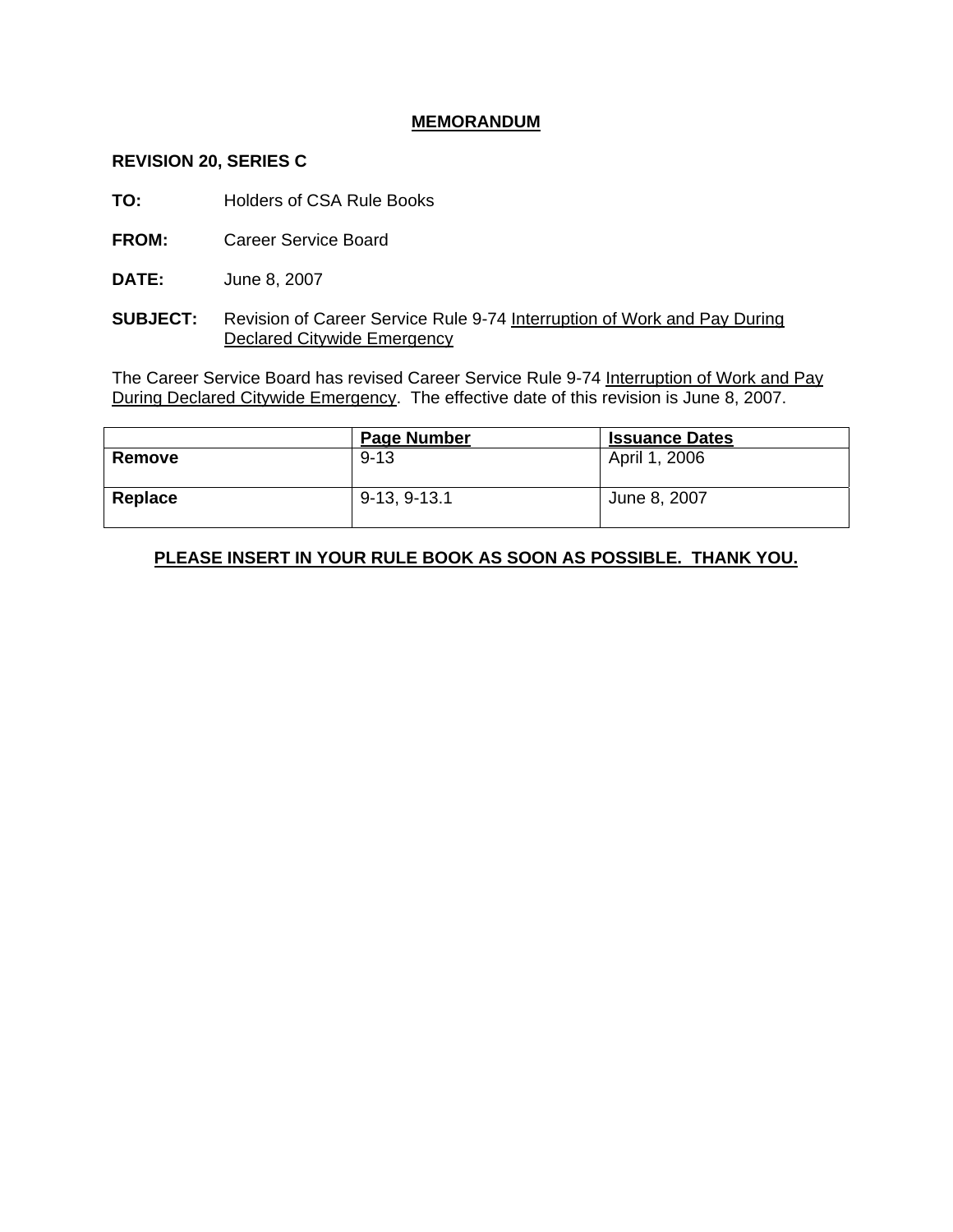# **MEMORANDUM**

**REVISION 20, SERIES C**

**TO:** Holders of CSA Rule Books

**FROM:** Career Service Board

**DATE:** June 8, 2007

**SUBJECT:** Revision of Career Service Rule 9-74 Interruption of Work and Pay During Declared Citywide Emergency

The Career Service Board has revised Career Service Rule 9-74 Interruption of Work and Pay During Declared Citywide Emergency. The effective date of this revision is June 8, 2007.

| | Page Number | Issuance Dates |
|---|---|---|
| **Remove** | 9-13 | April 1, 2006 |
| **Replace** | 9-13, 9-13.1 | June 8, 2007 |

**PLEASE INSERT IN YOUR RULE BOOK AS SOON AS POSSIBLE. THANK YOU.**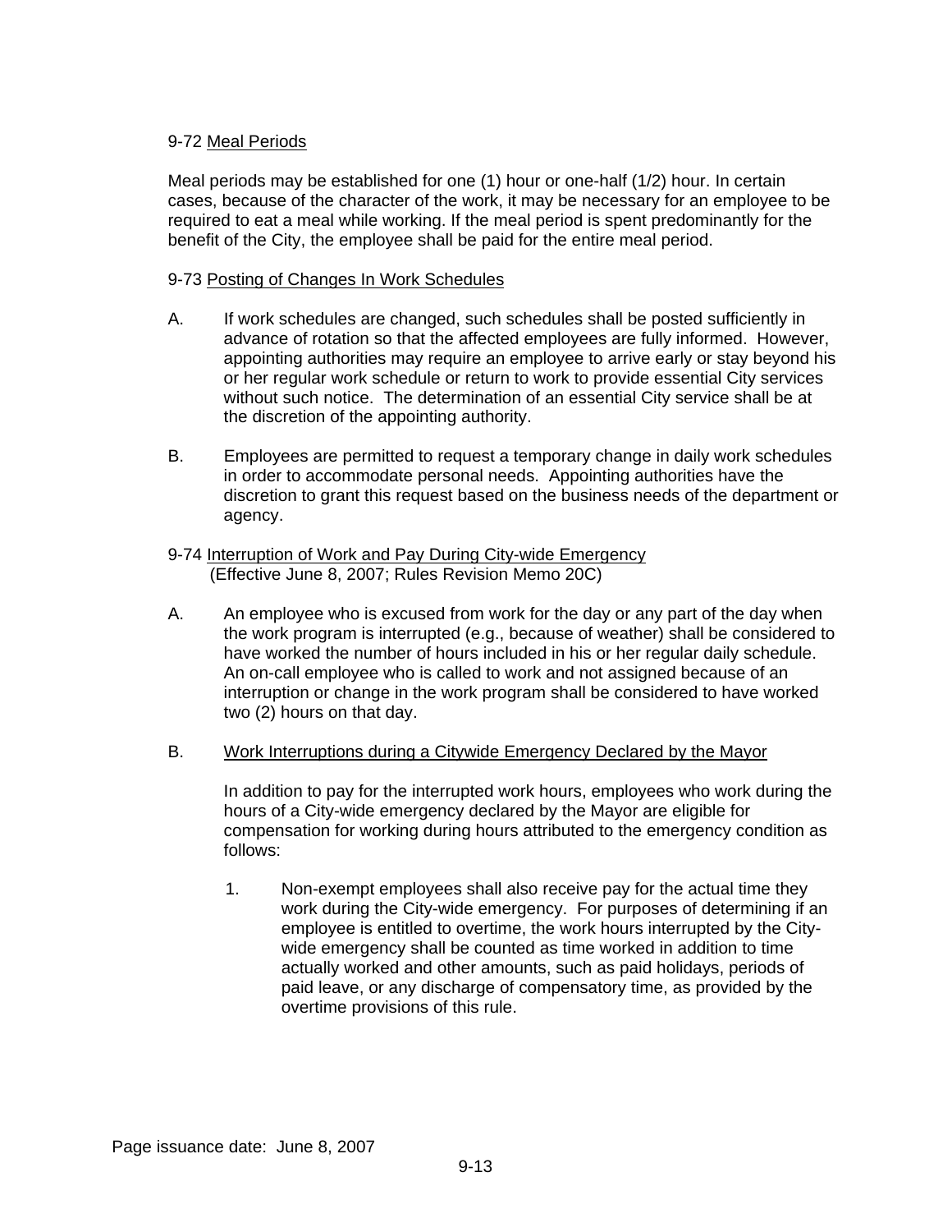9-72 Meal Periods

Meal periods may be established for one (1) hour or one-half (1/2) hour. In certain cases, because of the character of the work, it may be necessary for an employee to be required to eat a meal while working. If the meal period is spent predominantly for the benefit of the City, the employee shall be paid for the entire meal period.

9-73 Posting of Changes In Work Schedules

A. If work schedules are changed, such schedules shall be posted sufficiently in advance of rotation so that the affected employees are fully informed. However, appointing authorities may require an employee to arrive early or stay beyond his or her regular work schedule or return to work to provide essential City services without such notice. The determination of an essential City service shall be at the discretion of the appointing authority.

B. Employees are permitted to request a temporary change in daily work schedules in order to accommodate personal needs. Appointing authorities have the discretion to grant this request based on the business needs of the department or agency.

9-74 Interruption of Work and Pay During City-wide Emergency
(Effective June 8, 2007; Rules Revision Memo 20C)

A. An employee who is excused from work for the day or any part of the day when the work program is interrupted (e.g., because of weather) shall be considered to have worked the number of hours included in his or her regular daily schedule. An on-call employee who is called to work and not assigned because of an interruption or change in the work program shall be considered to have worked two (2) hours on that day.

B. Work Interruptions during a Citywide Emergency Declared by the Mayor

In addition to pay for the interrupted work hours, employees who work during the hours of a City-wide emergency declared by the Mayor are eligible for compensation for working during hours attributed to the emergency condition as follows:

1. Non-exempt employees shall also receive pay for the actual time they work during the City-wide emergency. For purposes of determining if an employee is entitled to overtime, the work hours interrupted by the City-wide emergency shall be counted as time worked in addition to time actually worked and other amounts, such as paid holidays, periods of paid leave, or any discharge of compensatory time, as provided by the overtime provisions of this rule.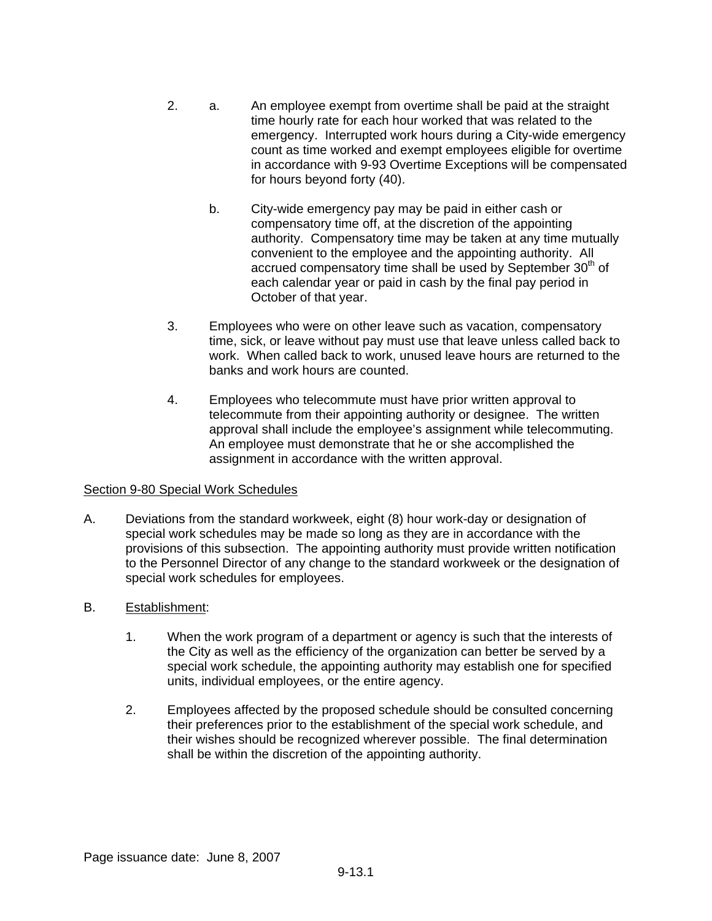2. a. An employee exempt from overtime shall be paid at the straight time hourly rate for each hour worked that was related to the emergency. Interrupted work hours during a City-wide emergency count as time worked and exempt employees eligible for overtime in accordance with 9-93 Overtime Exceptions will be compensated for hours beyond forty (40).

   b. City-wide emergency pay may be paid in either cash or compensatory time off, at the discretion of the appointing authority. Compensatory time may be taken at any time mutually convenient to the employee and the appointing authority. All accrued compensatory time shall be used by September 30th of each calendar year or paid in cash by the final pay period in October of that year.

3. Employees who were on other leave such as vacation, compensatory time, sick, or leave without pay must use that leave unless called back to work. When called back to work, unused leave hours are returned to the banks and work hours are counted.

4. Employees who telecommute must have prior written approval to telecommute from their appointing authority or designee. The written approval shall include the employee's assignment while telecommuting. An employee must demonstrate that he or she accomplished the assignment in accordance with the written approval.

<u>Section 9-80 Special Work Schedules</u>

A. Deviations from the standard workweek, eight (8) hour work-day or designation of special work schedules may be made so long as they are in accordance with the provisions of this subsection. The appointing authority must provide written notification to the Personnel Director of any change to the standard workweek or the designation of special work schedules for employees.

B. <u>Establishment</u>:

   1. When the work program of a department or agency is such that the interests of the City as well as the efficiency of the organization can better be served by a special work schedule, the appointing authority may establish one for specified units, individual employees, or the entire agency.

   2. Employees affected by the proposed schedule should be consulted concerning their preferences prior to the establishment of the special work schedule, and their wishes should be recognized wherever possible. The final determination shall be within the discretion of the appointing authority.

Page issuance date: June 8, 2007